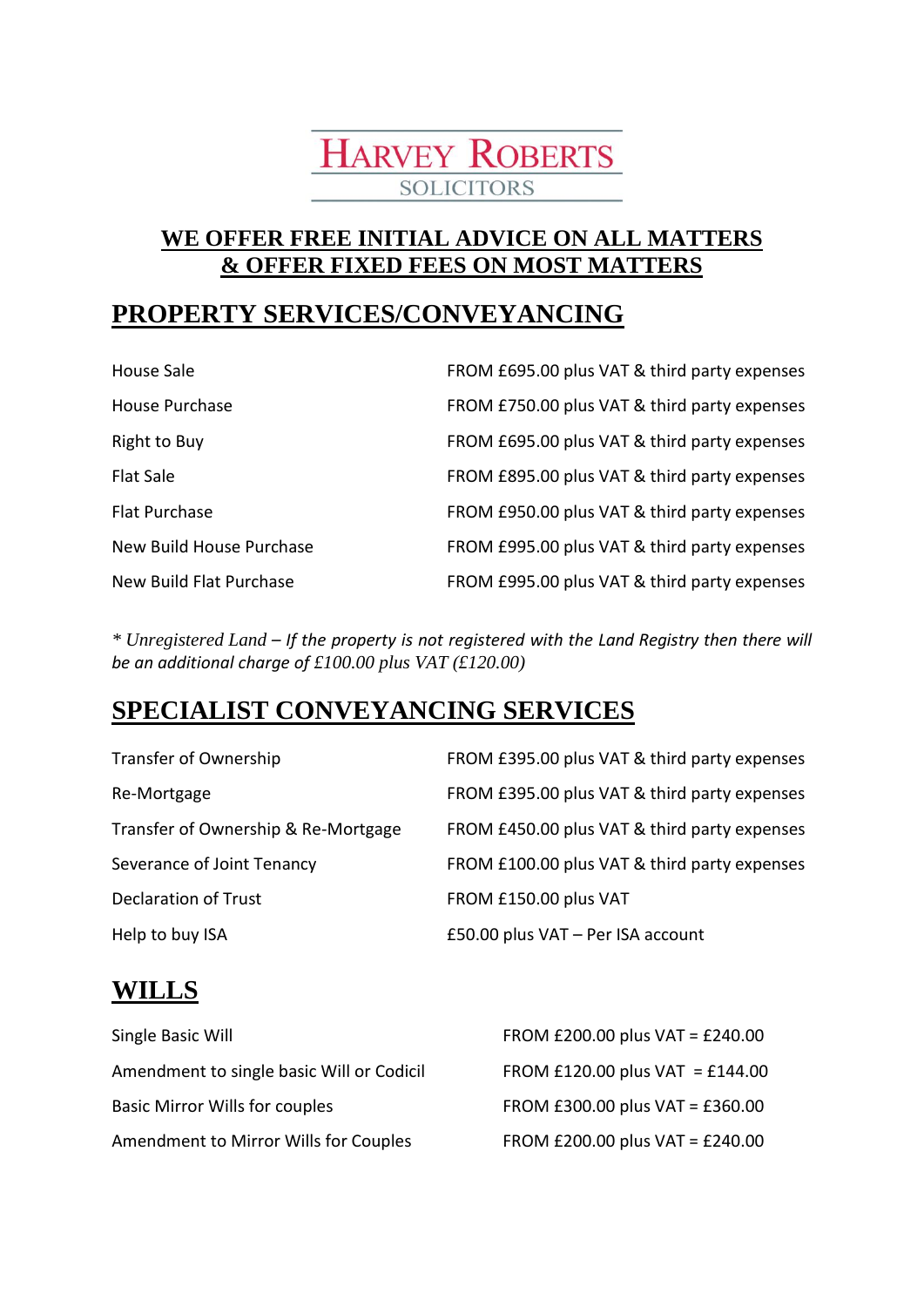# HARVEY ROBERTS
SOLICITORS

**WE OFFER FREE INITIAL ADVICE ON ALL MATTERS**
**& OFFER FIXED FEES ON MOST MATTERS**

## PROPERTY SERVICES/CONVEYANCING

| | |
|---|---|
| House Sale | FROM £695.00 plus VAT & third party expenses |
| House Purchase | FROM £750.00 plus VAT & third party expenses |
| Right to Buy | FROM £695.00 plus VAT & third party expenses |
| Flat Sale | FROM £895.00 plus VAT & third party expenses |
| Flat Purchase | FROM £950.00 plus VAT & third party expenses |
| New Build House Purchase | FROM £995.00 plus VAT & third party expenses |
| New Build Flat Purchase | FROM £995.00 plus VAT & third party expenses |

*\* Unregistered Land – If the property is not registered with the Land Registry then there will be an additional charge of £100.00 plus VAT (£120.00)*

## SPECIALIST CONVEYANCING SERVICES

| | |
|---|---|
| Transfer of Ownership | FROM £395.00 plus VAT & third party expenses |
| Re-Mortgage | FROM £395.00 plus VAT & third party expenses |
| Transfer of Ownership & Re-Mortgage | FROM £450.00 plus VAT & third party expenses |
| Severance of Joint Tenancy | FROM £100.00 plus VAT & third party expenses |
| Declaration of Trust | FROM £150.00 plus VAT |
| Help to buy ISA | £50.00 plus VAT – Per ISA account |

## WILLS

| | |
|---|---|
| Single Basic Will | FROM £200.00 plus VAT = £240.00 |
| Amendment to single basic Will or Codicil | FROM £120.00 plus VAT = £144.00 |
| Basic Mirror Wills for couples | FROM £300.00 plus VAT = £360.00 |
| Amendment to Mirror Wills for Couples | FROM £200.00 plus VAT = £240.00 |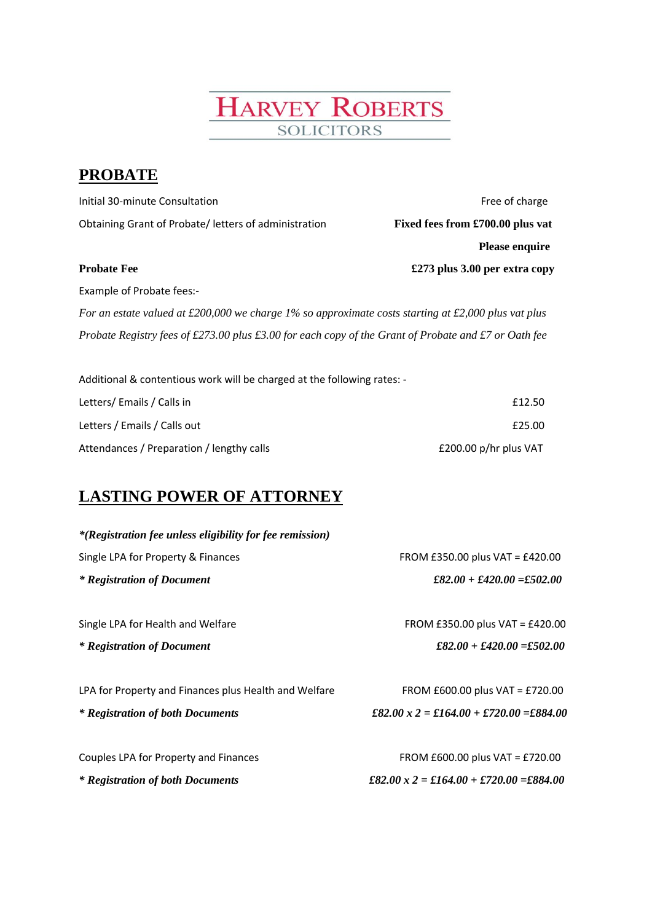# HARVEY ROBERTS
SOLICITORS

## PROBATE

| | |
|---|---|
| Initial 30-minute Consultation | Free of charge |
| Obtaining Grant of Probate/ letters of administration | **Fixed fees from £700.00 plus vat** |
| | **Please enquire** |
| **Probate Fee** | **£273 plus 3.00 per extra copy** |

Example of Probate fees:-

*For an estate valued at £200,000 we charge 1% so approximate costs starting at £2,000 plus vat plus Probate Registry fees of £273.00 plus £3.00 for each copy of the Grant of Probate and £7 or Oath fee*

Additional & contentious work will be charged at the following rates: -

| | |
|---|---|
| Letters/ Emails / Calls in | £12.50 |
| Letters / Emails / Calls out | £25.00 |
| Attendances / Preparation / lengthy calls | £200.00 p/hr plus VAT |

## LASTING POWER OF ATTORNEY

***(Registration fee unless eligibility for fee remission)***

| | |
|---|---|
| Single LPA for Property & Finances | FROM £350.00 plus VAT = £420.00 |
| ***Registration of Document** | ***£82.00 + £420.00 =£502.00*** |
| Single LPA for Health and Welfare | FROM £350.00 plus VAT = £420.00 |
| ***Registration of Document** | ***£82.00 + £420.00 =£502.00*** |
| LPA for Property and Finances plus Health and Welfare | FROM £600.00 plus VAT = £720.00 |
| ***Registration of both Documents** | ***£82.00 x 2 = £164.00 + £720.00 =£884.00*** |
| Couples LPA for Property and Finances | FROM £600.00 plus VAT = £720.00 |
| ***Registration of both Documents** | ***£82.00 x 2 = £164.00 + £720.00 =£884.00*** |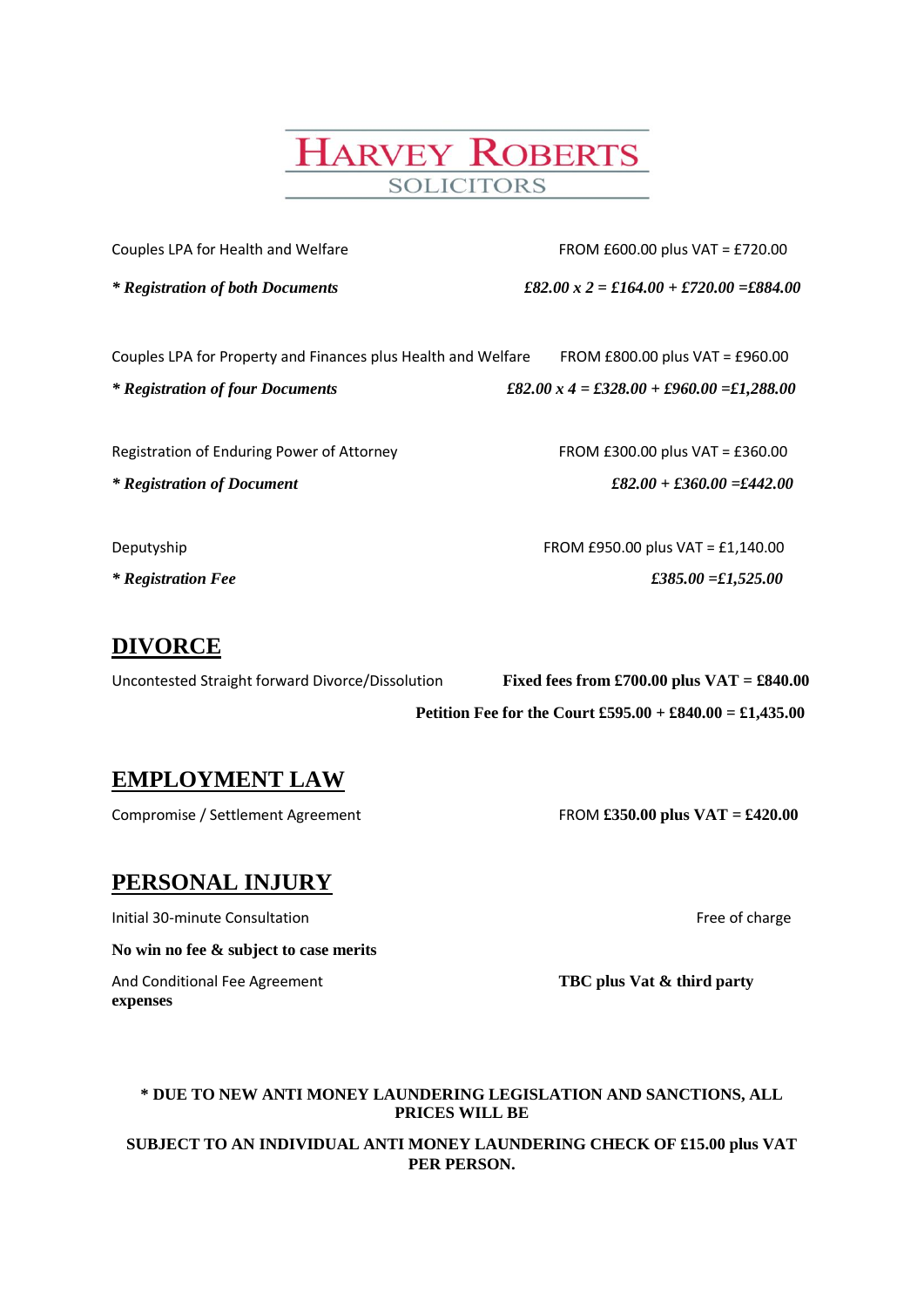# HARVEY ROBERTS
SOLICITORS

| | |
|---|---|
| Couples LPA for Health and Welfare | FROM £600.00 plus VAT = £720.00 |
| ***\* Registration of both Documents*** | ***£82.00 x 2 = £164.00 + £720.00 =£884.00*** |
| Couples LPA for Property and Finances plus Health and Welfare | FROM £800.00 plus VAT = £960.00 |
| ***\* Registration of four Documents*** | ***£82.00 x 4 = £328.00 + £960.00 =£1,288.00*** |
| Registration of Enduring Power of Attorney | FROM £300.00 plus VAT = £360.00 |
| ***\* Registration of Document*** | ***£82.00 + £360.00 =£442.00*** |
| Deputyship | FROM £950.00 plus VAT = £1,140.00 |
| ***\* Registration Fee*** | ***£385.00 =£1,525.00*** |

## DIVORCE

| | |
|---|---|
| Uncontested Straight forward Divorce/Dissolution | **Fixed fees from £700.00 plus VAT = £840.00** |
| | **Petition Fee for the Court £595.00 + £840.00 = £1,435.00** |

## EMPLOYMENT LAW

| | |
|---|---|
| Compromise / Settlement Agreement | FROM **£350.00 plus VAT = £420.00** |

## PERSONAL INJURY

| | |
|---|---|
| Initial 30-minute Consultation | Free of charge |
| **No win no fee & subject to case merits** | |
| And Conditional Fee Agreement | **TBC plus Vat & third party expenses** |

**\* DUE TO NEW ANTI MONEY LAUNDERING LEGISLATION AND SANCTIONS, ALL PRICES WILL BE**

**SUBJECT TO AN INDIVIDUAL ANTI MONEY LAUNDERING CHECK OF £15.00 plus VAT PER PERSON.**